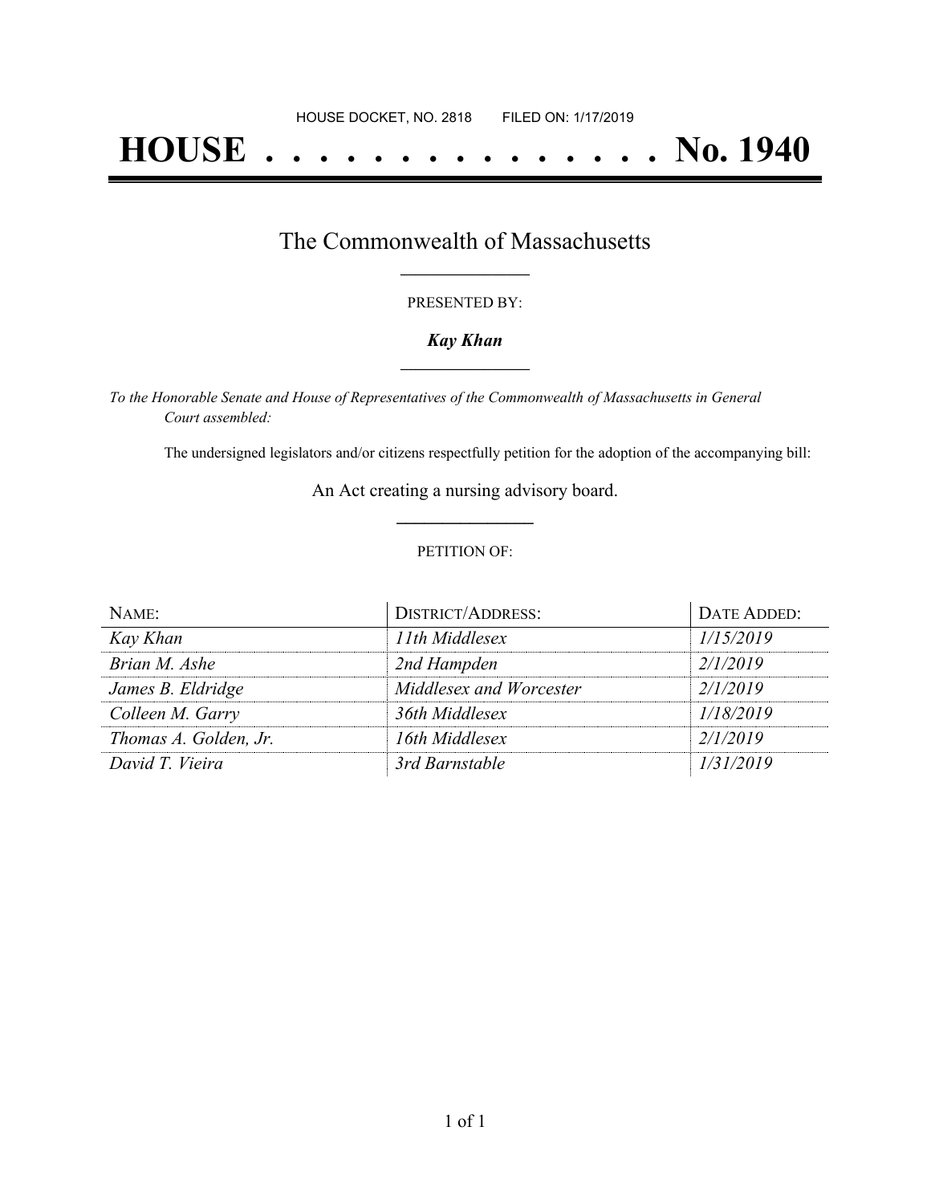HOUSE DOCKET, NO. 2818 FILED ON: 1/17/2019

# HOUSE . . . . . . . . . . . . . . . No. 1940

## The Commonwealth of Massachusetts

PRESENTED BY:

***Kay Khan***

*To the Honorable Senate and House of Representatives of the Commonwealth of Massachusetts in General Court assembled:*

The undersigned legislators and/or citizens respectfully petition for the adoption of the accompanying bill:

An Act creating a nursing advisory board.

PETITION OF:

| NAME: | DISTRICT/ADDRESS: | DATE ADDED: |
| --- | --- | --- |
| *Kay Khan* | *11th Middlesex* | *1/15/2019* |
| *Brian M. Ashe* | *2nd Hampden* | *2/1/2019* |
| *James B. Eldridge* | *Middlesex and Worcester* | *2/1/2019* |
| *Colleen M. Garry* | *36th Middlesex* | *1/18/2019* |
| *Thomas A. Golden, Jr.* | *16th Middlesex* | *2/1/2019* |
| *David T. Vieira* | *3rd Barnstable* | *1/31/2019* |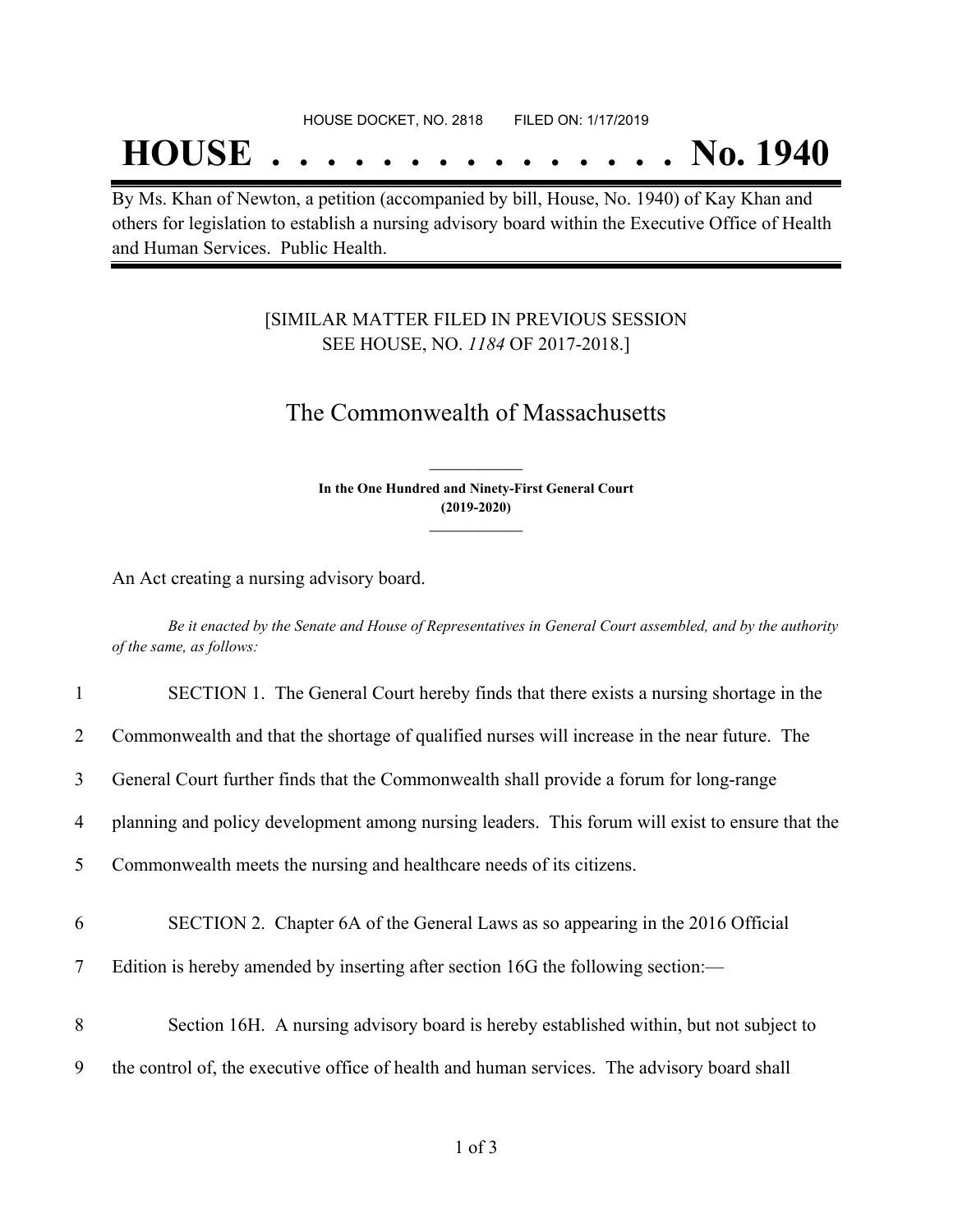HOUSE DOCKET, NO. 2818 FILED ON: 1/17/2019

# HOUSE . . . . . . . . . . . . . . . No. 1940

By Ms. Khan of Newton, a petition (accompanied by bill, House, No. 1940) of Kay Khan and others for legislation to establish a nursing advisory board within the Executive Office of Health and Human Services. Public Health.

[SIMILAR MATTER FILED IN PREVIOUS SESSION SEE HOUSE, NO. *1184* OF 2017-2018.]

## The Commonwealth of Massachusetts

**In the One Hundred and Ninety-First General Court (2019-2020)**

An Act creating a nursing advisory board.

*Be it enacted by the Senate and House of Representatives in General Court assembled, and by the authority of the same, as follows:*

1 SECTION 1. The General Court hereby finds that there exists a nursing shortage in the
2 Commonwealth and that the shortage of qualified nurses will increase in the near future. The
3 General Court further finds that the Commonwealth shall provide a forum for long-range
4 planning and policy development among nursing leaders. This forum will exist to ensure that the
5 Commonwealth meets the nursing and healthcare needs of its citizens.

6 SECTION 2. Chapter 6A of the General Laws as so appearing in the 2016 Official
7 Edition is hereby amended by inserting after section 16G the following section:—

8 Section 16H. A nursing advisory board is hereby established within, but not subject to
9 the control of, the executive office of health and human services. The advisory board shall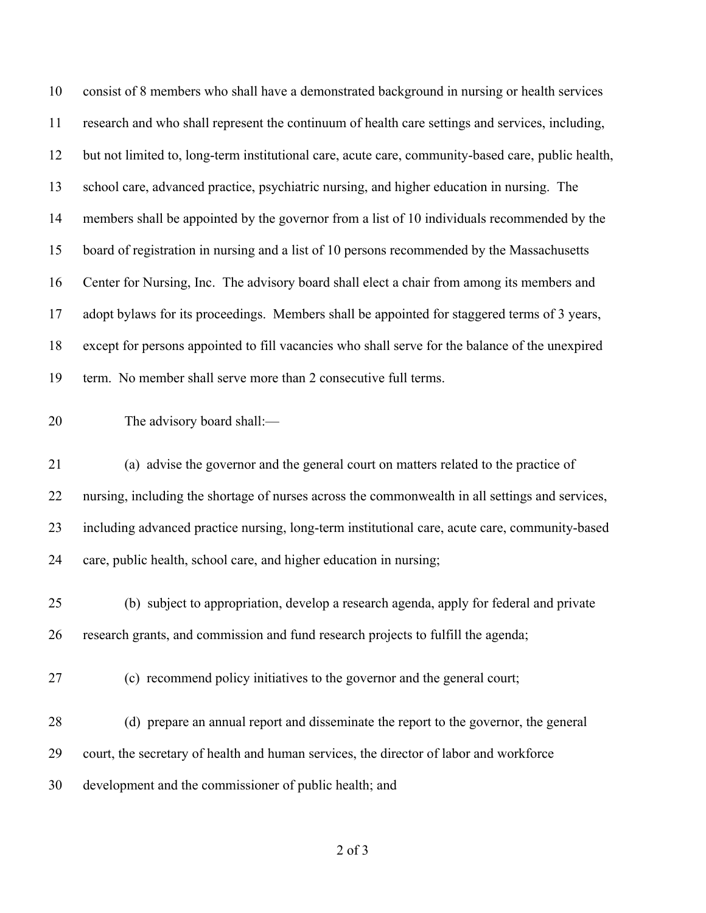consist of 8 members who shall have a demonstrated background in nursing or health services research and who shall represent the continuum of health care settings and services, including, but not limited to, long-term institutional care, acute care, community-based care, public health, school care, advanced practice, psychiatric nursing, and higher education in nursing. The members shall be appointed by the governor from a list of 10 individuals recommended by the board of registration in nursing and a list of 10 persons recommended by the Massachusetts Center for Nursing, Inc. The advisory board shall elect a chair from among its members and adopt bylaws for its proceedings. Members shall be appointed for staggered terms of 3 years, except for persons appointed to fill vacancies who shall serve for the balance of the unexpired term. No member shall serve more than 2 consecutive full terms.

The advisory board shall:—

(a) advise the governor and the general court on matters related to the practice of nursing, including the shortage of nurses across the commonwealth in all settings and services, including advanced practice nursing, long-term institutional care, acute care, community-based care, public health, school care, and higher education in nursing;

(b) subject to appropriation, develop a research agenda, apply for federal and private research grants, and commission and fund research projects to fulfill the agenda;

(c) recommend policy initiatives to the governor and the general court;

(d) prepare an annual report and disseminate the report to the governor, the general court, the secretary of health and human services, the director of labor and workforce development and the commissioner of public health; and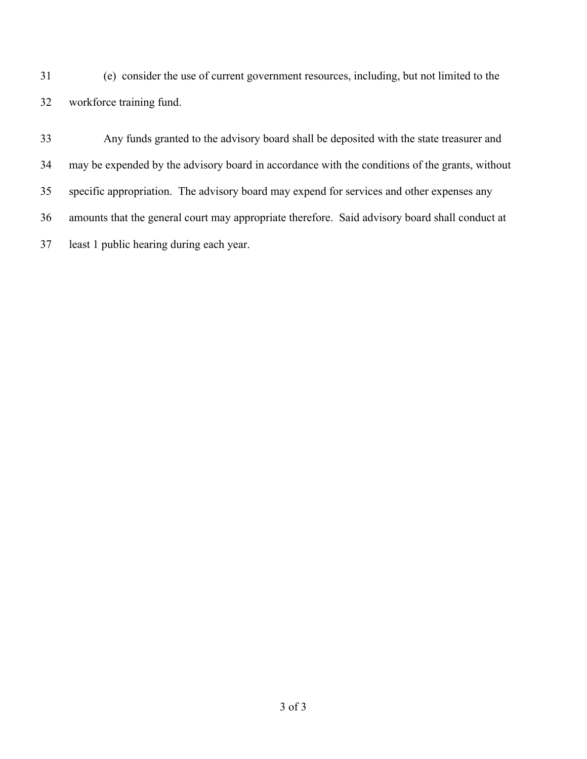(e) consider the use of current government resources, including, but not limited to the workforce training fund.

Any funds granted to the advisory board shall be deposited with the state treasurer and may be expended by the advisory board in accordance with the conditions of the grants, without specific appropriation. The advisory board may expend for services and other expenses any amounts that the general court may appropriate therefore. Said advisory board shall conduct at least 1 public hearing during each year.